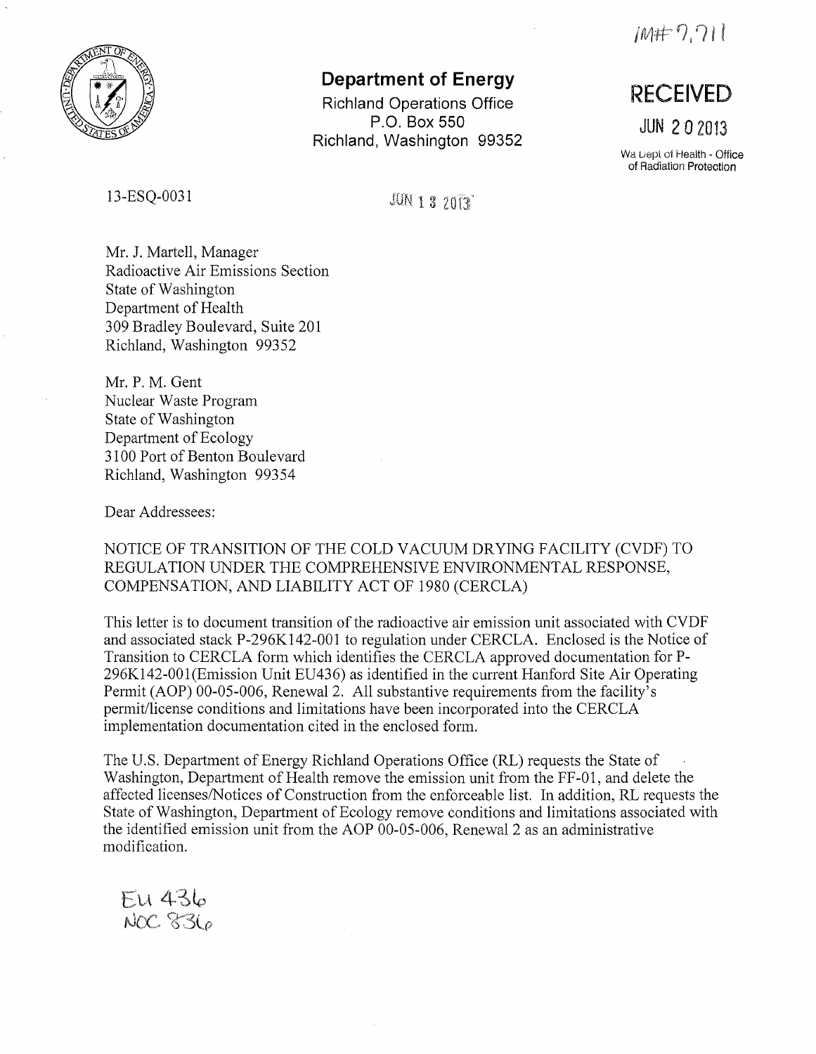IM# 7,711

**Department of Energy**

Richland Operations Office
P.O. Box 550
Richland, Washington 99352

**RECEIVED**

JUN 20 2013

Wa Dept of Health - Office of Radiation Protection

13-ESQ-0031

JUN 13 2013

Mr. J. Martell, Manager
Radioactive Air Emissions Section
State of Washington
Department of Health
309 Bradley Boulevard, Suite 201
Richland, Washington 99352

Mr. P. M. Gent
Nuclear Waste Program
State of Washington
Department of Ecology
3100 Port of Benton Boulevard
Richland, Washington 99354

Dear Addressees:

NOTICE OF TRANSITION OF THE COLD VACUUM DRYING FACILITY (CVDF) TO REGULATION UNDER THE COMPREHENSIVE ENVIRONMENTAL RESPONSE, COMPENSATION, AND LIABILITY ACT OF 1980 (CERCLA)

This letter is to document transition of the radioactive air emission unit associated with CVDF and associated stack P-296K142-001 to regulation under CERCLA. Enclosed is the Notice of Transition to CERCLA form which identifies the CERCLA approved documentation for P-296K142-001(Emission Unit EU436) as identified in the current Hanford Site Air Operating Permit (AOP) 00-05-006, Renewal 2. All substantive requirements from the facility's permit/license conditions and limitations have been incorporated into the CERCLA implementation documentation cited in the enclosed form.

The U.S. Department of Energy Richland Operations Office (RL) requests the State of Washington, Department of Health remove the emission unit from the FF-01, and delete the affected licenses/Notices of Construction from the enforceable list. In addition, RL requests the State of Washington, Department of Ecology remove conditions and limitations associated with the identified emission unit from the AOP 00-05-006, Renewal 2 as an administrative modification.

EU 436
NOC 836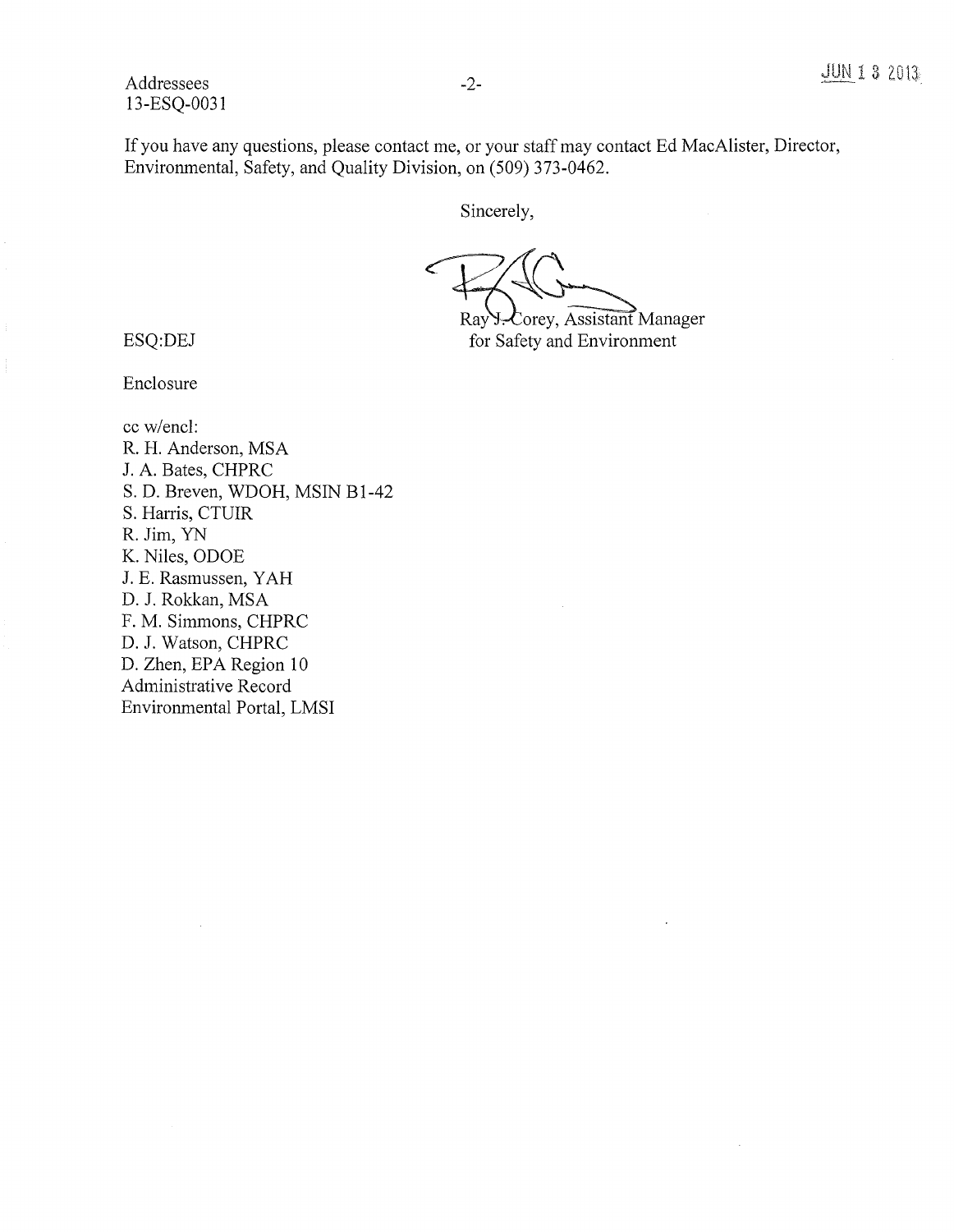Addressees
13-ESQ-0031

JUN 13 2013

If you have any questions, please contact me, or your staff may contact Ed MacAlister, Director, Environmental, Safety, and Quality Division, on (509) 373-0462.

Sincerely,

Ray J. Corey, Assistant Manager
for Safety and Environment

ESQ:DEJ

Enclosure

cc w/encl:
R. H. Anderson, MSA
J. A. Bates, CHPRC
S. D. Breven, WDOH, MSIN B1-42
S. Harris, CTUIR
R. Jim, YN
K. Niles, ODOE
J. E. Rasmussen, YAH
D. J. Rokkan, MSA
F. M. Simmons, CHPRC
D. J. Watson, CHPRC
D. Zhen, EPA Region 10
Administrative Record
Environmental Portal, LMSI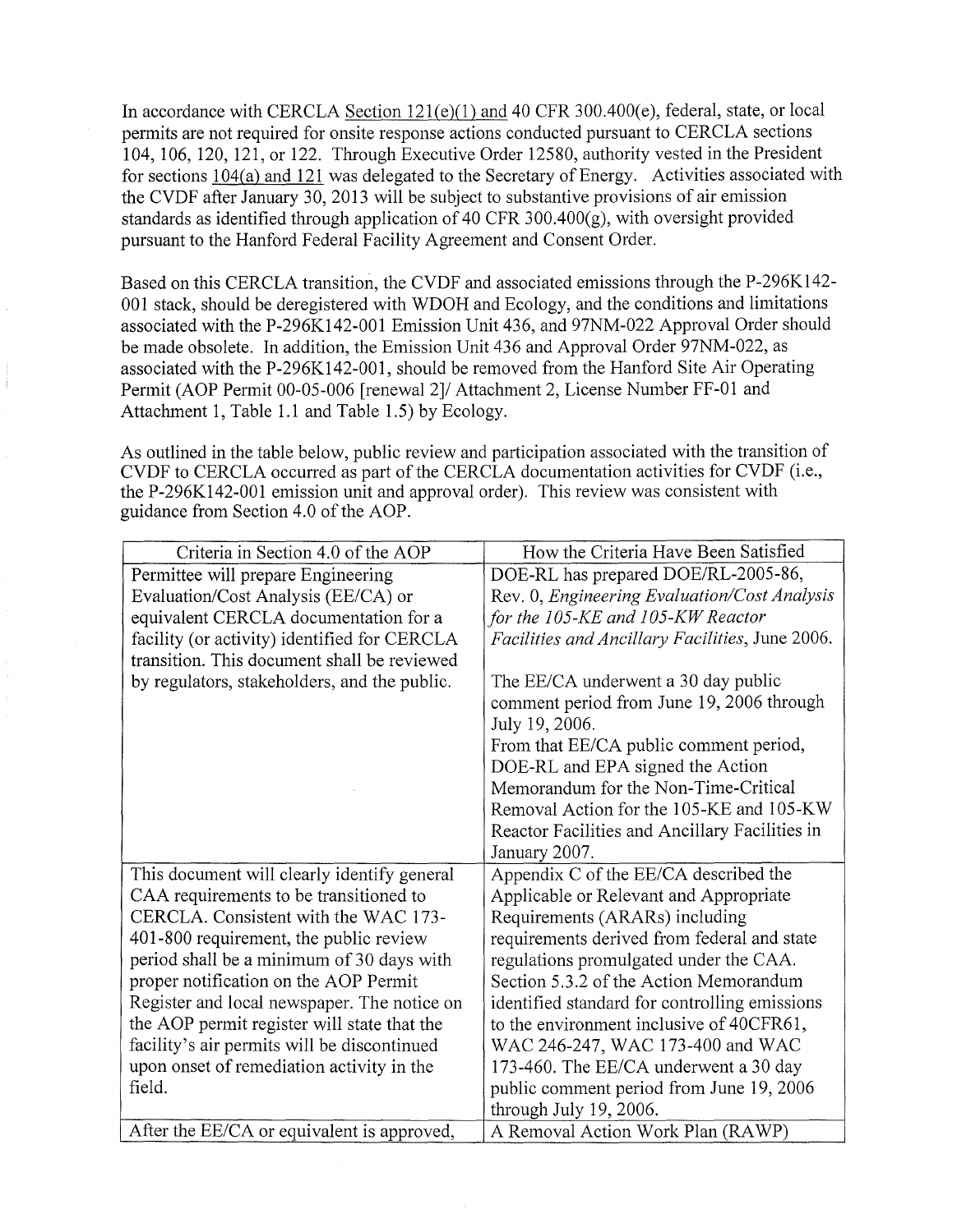In accordance with CERCLA Section 121(e)(1) and 40 CFR 300.400(e), federal, state, or local permits are not required for onsite response actions conducted pursuant to CERCLA sections 104, 106, 120, 121, or 122. Through Executive Order 12580, authority vested in the President for sections 104(a) and 121 was delegated to the Secretary of Energy. Activities associated with the CVDF after January 30, 2013 will be subject to substantive provisions of air emission standards as identified through application of 40 CFR 300.400(g), with oversight provided pursuant to the Hanford Federal Facility Agreement and Consent Order.

Based on this CERCLA transition, the CVDF and associated emissions through the P-296K142-001 stack, should be deregistered with WDOH and Ecology, and the conditions and limitations associated with the P-296K142-001 Emission Unit 436, and 97NM-022 Approval Order should be made obsolete. In addition, the Emission Unit 436 and Approval Order 97NM-022, as associated with the P-296K142-001, should be removed from the Hanford Site Air Operating Permit (AOP Permit 00-05-006 [renewal 2]/ Attachment 2, License Number FF-01 and Attachment 1, Table 1.1 and Table 1.5) by Ecology.

As outlined in the table below, public review and participation associated with the transition of CVDF to CERCLA occurred as part of the CERCLA documentation activities for CVDF (i.e., the P-296K142-001 emission unit and approval order). This review was consistent with guidance from Section 4.0 of the AOP.

| Criteria in Section 4.0 of the AOP | How the Criteria Have Been Satisfied |
|---|---|
| Permittee will prepare Engineering Evaluation/Cost Analysis (EE/CA) or equivalent CERCLA documentation for a facility (or activity) identified for CERCLA transition. This document shall be reviewed by regulators, stakeholders, and the public. | DOE-RL has prepared DOE/RL-2005-86, Rev. 0, *Engineering Evaluation/Cost Analysis for the 105-KE and 105-KW Reactor Facilities and Ancillary Facilities*, June 2006.<br><br>The EE/CA underwent a 30 day public comment period from June 19, 2006 through July 19, 2006.<br>From that EE/CA public comment period, DOE-RL and EPA signed the Action Memorandum for the Non-Time-Critical Removal Action for the 105-KE and 105-KW Reactor Facilities and Ancillary Facilities in January 2007. |
| This document will clearly identify general CAA requirements to be transitioned to CERCLA. Consistent with the WAC 173-401-800 requirement, the public review period shall be a minimum of 30 days with proper notification on the AOP Permit Register and local newspaper. The notice on the AOP permit register will state that the facility's air permits will be discontinued upon onset of remediation activity in the field. | Appendix C of the EE/CA described the Applicable or Relevant and Appropriate Requirements (ARARs) including requirements derived from federal and state regulations promulgated under the CAA. Section 5.3.2 of the Action Memorandum identified standard for controlling emissions to the environment inclusive of 40CFR61, WAC 246-247, WAC 173-400 and WAC 173-460. The EE/CA underwent a 30 day public comment period from June 19, 2006 through July 19, 2006. |
| After the EE/CA or equivalent is approved, | A Removal Action Work Plan (RAWP) |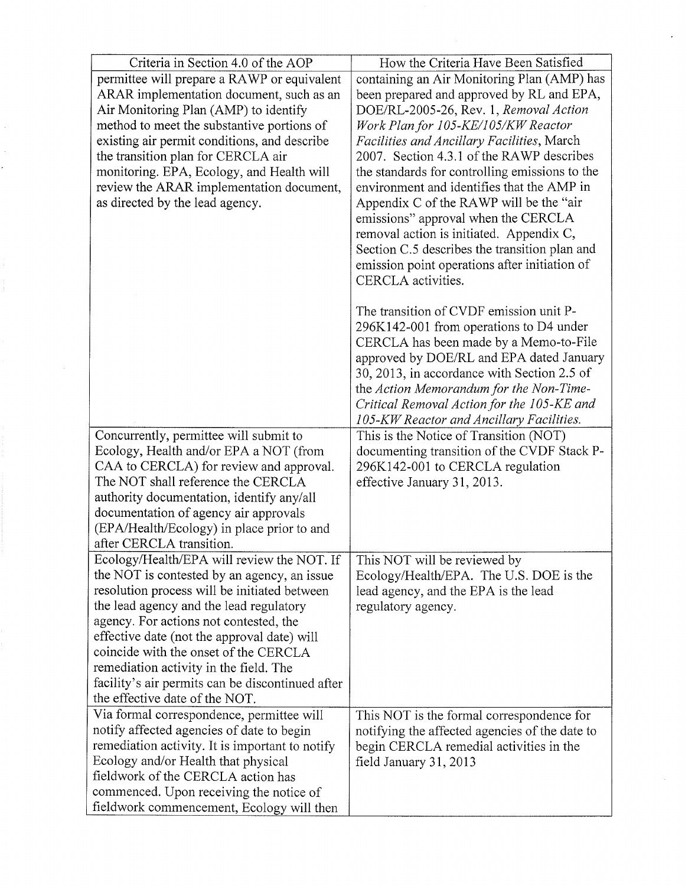| Criteria in Section 4.0 of the AOP | How the Criteria Have Been Satisfied |
| --- | --- |
| permittee will prepare a RAWP or equivalent ARAR implementation document, such as an Air Monitoring Plan (AMP) to identify method to meet the substantive portions of existing air permit conditions, and describe the transition plan for CERCLA air monitoring. EPA, Ecology, and Health will review the ARAR implementation document, as directed by the lead agency. | containing an Air Monitoring Plan (AMP) has been prepared and approved by RL and EPA, DOE/RL-2005-26, Rev. 1, *Removal Action Work Plan for 105-KE/105/KW Reactor Facilities and Ancillary Facilities*, March 2007. Section 4.3.1 of the RAWP describes the standards for controlling emissions to the environment and identifies that the AMP in Appendix C of the RAWP will be the "air emissions" approval when the CERCLA removal action is initiated. Appendix C, Section C.5 describes the transition plan and emission point operations after initiation of CERCLA activities.<br><br>The transition of CVDF emission unit P-296K142-001 from operations to D4 under CERCLA has been made by a Memo-to-File approved by DOE/RL and EPA dated January 30, 2013, in accordance with Section 2.5 of the *Action Memorandum for the Non-Time-Critical Removal Action for the 105-KE and 105-KW Reactor and Ancillary Facilities.* |
| Concurrently, permittee will submit to Ecology, Health and/or EPA a NOT (from CAA to CERCLA) for review and approval. The NOT shall reference the CERCLA authority documentation, identify any/all documentation of agency air approvals (EPA/Health/Ecology) in place prior to and after CERCLA transition. | This is the Notice of Transition (NOT) documenting transition of the CVDF Stack P-296K142-001 to CERCLA regulation effective January 31, 2013. |
| Ecology/Health/EPA will review the NOT. If the NOT is contested by an agency, an issue resolution process will be initiated between the lead agency and the lead regulatory agency. For actions not contested, the effective date (not the approval date) will coincide with the onset of the CERCLA remediation activity in the field. The facility's air permits can be discontinued after the effective date of the NOT. | This NOT will be reviewed by Ecology/Health/EPA. The U.S. DOE is the lead agency, and the EPA is the lead regulatory agency. |
| Via formal correspondence, permittee will notify affected agencies of date to begin remediation activity. It is important to notify Ecology and/or Health that physical fieldwork of the CERCLA action has commenced. Upon receiving the notice of fieldwork commencement, Ecology will then | This NOT is the formal correspondence for notifying the affected agencies of the date to begin CERCLA remedial activities in the field January 31, 2013 |